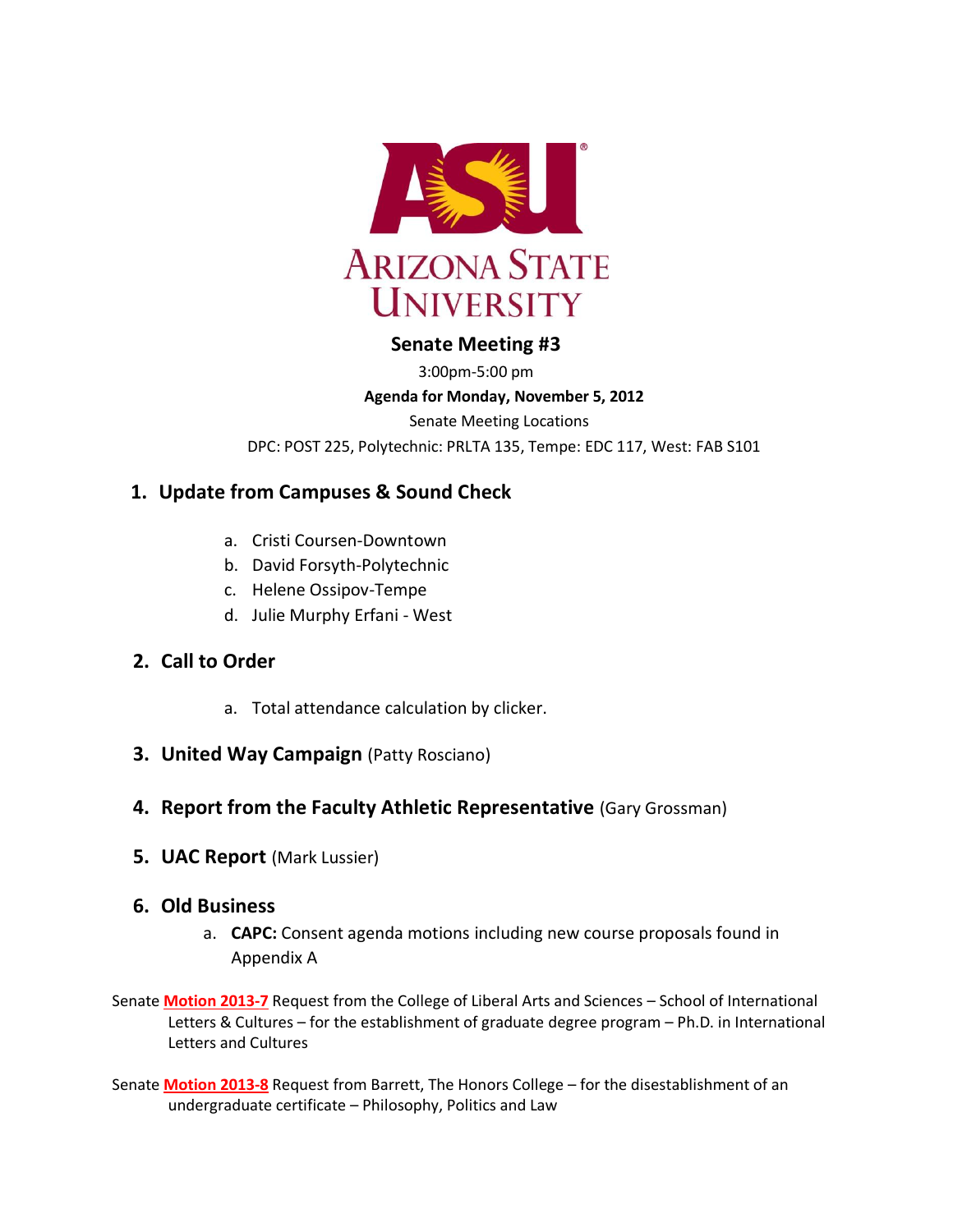# Senate Meeting #3

3:00pm-5:00 pm

**Agenda for Monday, November 5, 2012**

Senate Meeting Locations

DPC: POST 225, Polytechnic: PRLTA 135, Tempe: EDC 117, West: FAB S101

## 1. Update from Campuses & Sound Check

a. Cristi Coursen-Downtown
b. David Forsyth-Polytechnic
c. Helene Ossipov-Tempe
d. Julie Murphy Erfani - West

## 2. Call to Order

a. Total attendance calculation by clicker.

## 3. United Way Campaign (Patty Rosciano)

## 4. Report from the Faculty Athletic Representative (Gary Grossman)

## 5. UAC Report (Mark Lussier)

## 6. Old Business

a. **CAPC:** Consent agenda motions including new course proposals found in Appendix A

Senate **Motion 2013-7** Request from the College of Liberal Arts and Sciences – School of International Letters & Cultures – for the establishment of graduate degree program – Ph.D. in International Letters and Cultures

Senate **Motion 2013-8** Request from Barrett, The Honors College – for the disestablishment of an undergraduate certificate – Philosophy, Politics and Law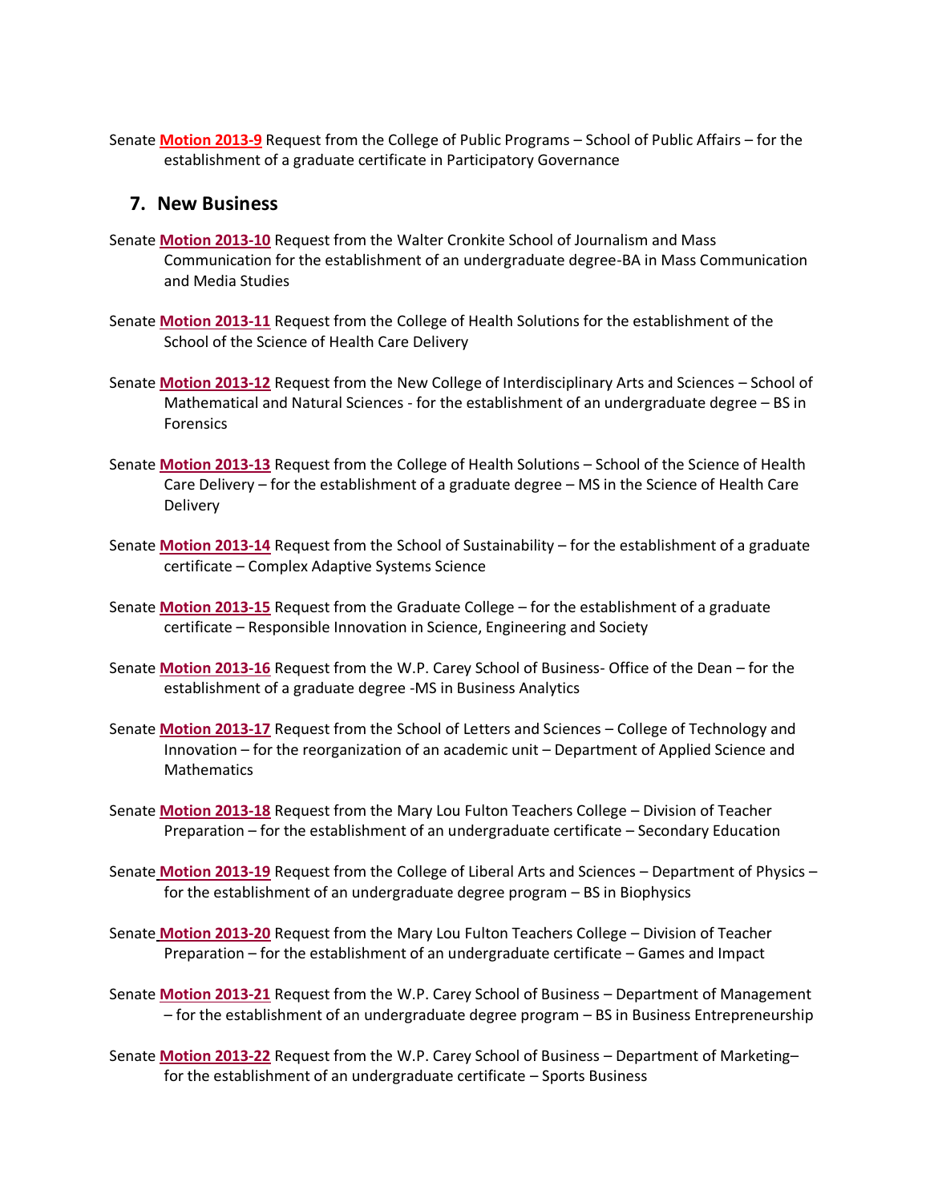Senate **Motion 2013-9** Request from the College of Public Programs – School of Public Affairs – for the establishment of a graduate certificate in Participatory Governance

## 7. New Business

Senate **Motion 2013-10** Request from the Walter Cronkite School of Journalism and Mass Communication for the establishment of an undergraduate degree-BA in Mass Communication and Media Studies

Senate **Motion 2013-11** Request from the College of Health Solutions for the establishment of the School of the Science of Health Care Delivery

Senate **Motion 2013-12** Request from the New College of Interdisciplinary Arts and Sciences – School of Mathematical and Natural Sciences - for the establishment of an undergraduate degree – BS in Forensics

Senate **Motion 2013-13** Request from the College of Health Solutions – School of the Science of Health Care Delivery – for the establishment of a graduate degree – MS in the Science of Health Care Delivery

Senate **Motion 2013-14** Request from the School of Sustainability – for the establishment of a graduate certificate – Complex Adaptive Systems Science

Senate **Motion 2013-15** Request from the Graduate College – for the establishment of a graduate certificate – Responsible Innovation in Science, Engineering and Society

Senate **Motion 2013-16** Request from the W.P. Carey School of Business- Office of the Dean – for the establishment of a graduate degree -MS in Business Analytics

Senate **Motion 2013-17** Request from the School of Letters and Sciences – College of Technology and Innovation – for the reorganization of an academic unit – Department of Applied Science and Mathematics

Senate **Motion 2013-18** Request from the Mary Lou Fulton Teachers College – Division of Teacher Preparation – for the establishment of an undergraduate certificate – Secondary Education

Senate **Motion 2013-19** Request from the College of Liberal Arts and Sciences – Department of Physics – for the establishment of an undergraduate degree program – BS in Biophysics

Senate **Motion 2013-20** Request from the Mary Lou Fulton Teachers College – Division of Teacher Preparation – for the establishment of an undergraduate certificate – Games and Impact

Senate **Motion 2013-21** Request from the W.P. Carey School of Business – Department of Management – for the establishment of an undergraduate degree program – BS in Business Entrepreneurship

Senate **Motion 2013-22** Request from the W.P. Carey School of Business – Department of Marketing– for the establishment of an undergraduate certificate – Sports Business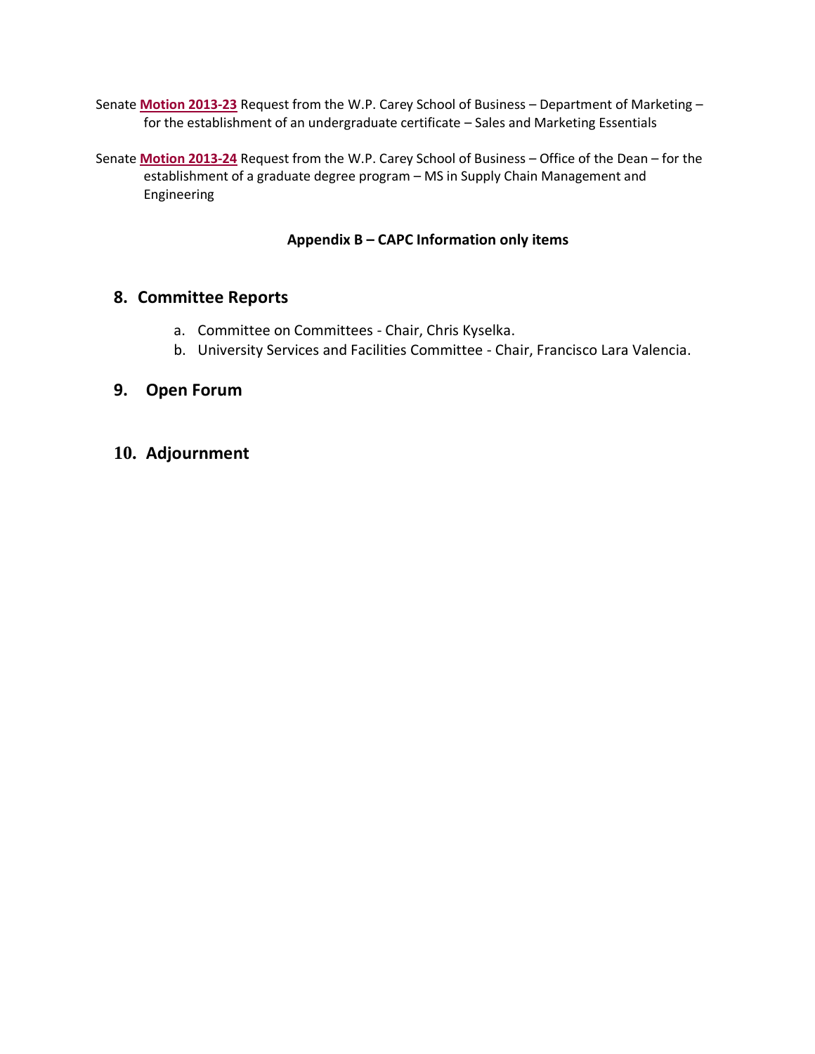Senate **Motion 2013-23** Request from the W.P. Carey School of Business – Department of Marketing – for the establishment of an undergraduate certificate – Sales and Marketing Essentials

Senate **Motion 2013-24** Request from the W.P. Carey School of Business – Office of the Dean – for the establishment of a graduate degree program – MS in Supply Chain Management and Engineering

**Appendix B – CAPC Information only items**

## 8. Committee Reports

a. Committee on Committees - Chair, Chris Kyselka.
b. University Services and Facilities Committee - Chair, Francisco Lara Valencia.

## 9. Open Forum

## 10. Adjournment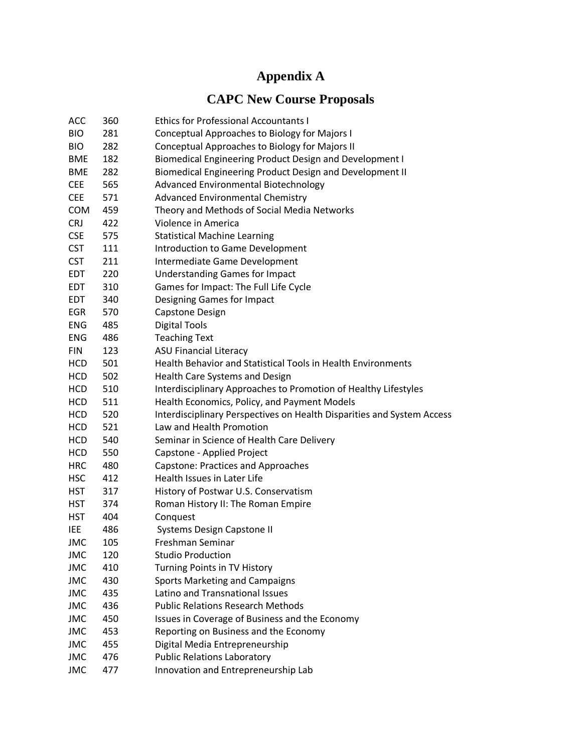# Appendix A

## CAPC New Course Proposals

| | | |
|---|---|---|
| ACC | 360 | Ethics for Professional Accountants I |
| BIO | 281 | Conceptual Approaches to Biology for Majors I |
| BIO | 282 | Conceptual Approaches to Biology for Majors II |
| BME | 182 | Biomedical Engineering Product Design and Development I |
| BME | 282 | Biomedical Engineering Product Design and Development II |
| CEE | 565 | Advanced Environmental Biotechnology |
| CEE | 571 | Advanced Environmental Chemistry |
| COM | 459 | Theory and Methods of Social Media Networks |
| CRJ | 422 | Violence in America |
| CSE | 575 | Statistical Machine Learning |
| CST | 111 | Introduction to Game Development |
| CST | 211 | Intermediate Game Development |
| EDT | 220 | Understanding Games for Impact |
| EDT | 310 | Games for Impact: The Full Life Cycle |
| EDT | 340 | Designing Games for Impact |
| EGR | 570 | Capstone Design |
| ENG | 485 | Digital Tools |
| ENG | 486 | Teaching Text |
| FIN | 123 | ASU Financial Literacy |
| HCD | 501 | Health Behavior and Statistical Tools in Health Environments |
| HCD | 502 | Health Care Systems and Design |
| HCD | 510 | Interdisciplinary Approaches to Promotion of Healthy Lifestyles |
| HCD | 511 | Health Economics, Policy, and Payment Models |
| HCD | 520 | Interdisciplinary Perspectives on Health Disparities and System Access |
| HCD | 521 | Law and Health Promotion |
| HCD | 540 | Seminar in Science of Health Care Delivery |
| HCD | 550 | Capstone - Applied Project |
| HRC | 480 | Capstone: Practices and Approaches |
| HSC | 412 | Health Issues in Later Life |
| HST | 317 | History of Postwar U.S. Conservatism |
| HST | 374 | Roman History II: The Roman Empire |
| HST | 404 | Conquest |
| IEE | 486 | Systems Design Capstone II |
| JMC | 105 | Freshman Seminar |
| JMC | 120 | Studio Production |
| JMC | 410 | Turning Points in TV History |
| JMC | 430 | Sports Marketing and Campaigns |
| JMC | 435 | Latino and Transnational Issues |
| JMC | 436 | Public Relations Research Methods |
| JMC | 450 | Issues in Coverage of Business and the Economy |
| JMC | 453 | Reporting on Business and the Economy |
| JMC | 455 | Digital Media Entrepreneurship |
| JMC | 476 | Public Relations Laboratory |
| JMC | 477 | Innovation and Entrepreneurship Lab |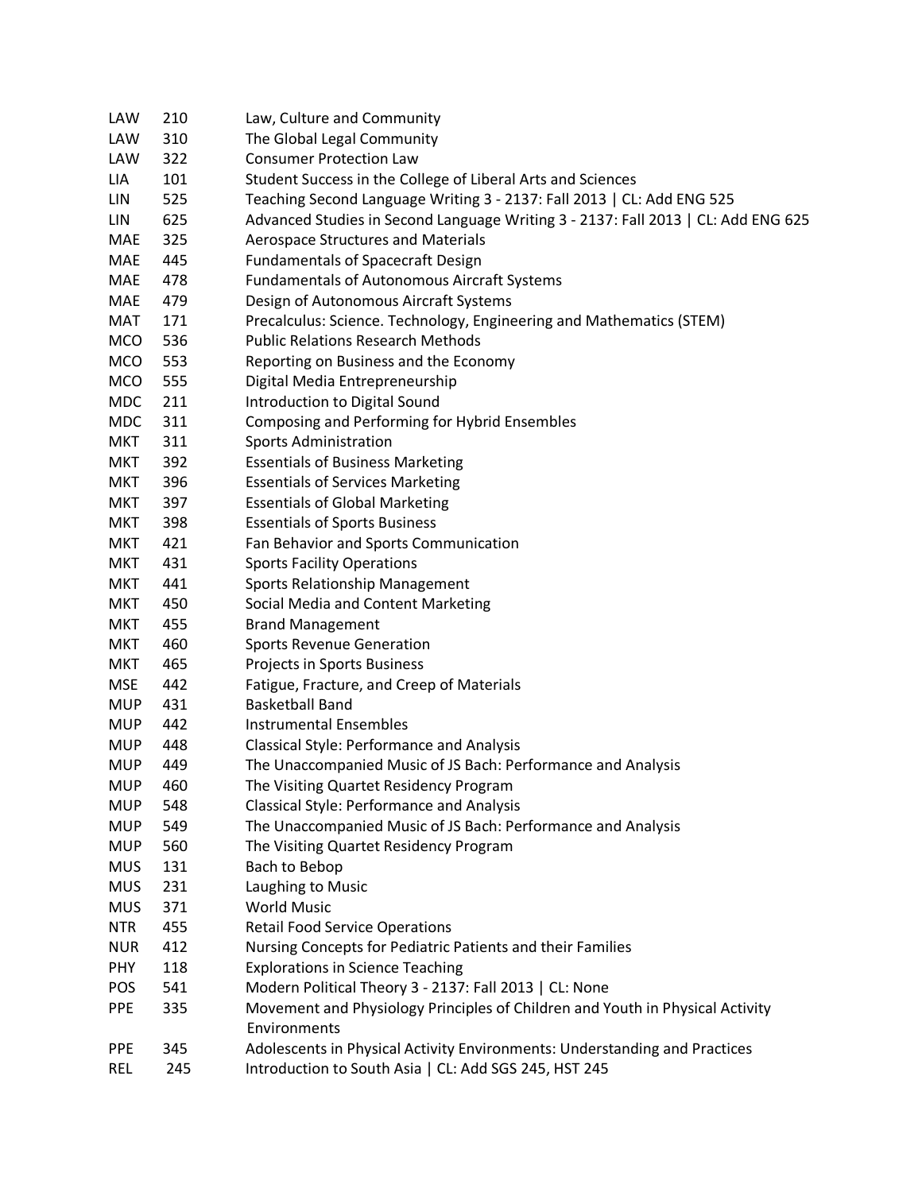| | | |
|---|---|---|
| LAW | 210 | Law, Culture and Community |
| LAW | 310 | The Global Legal Community |
| LAW | 322 | Consumer Protection Law |
| LIA | 101 | Student Success in the College of Liberal Arts and Sciences |
| LIN | 525 | Teaching Second Language Writing 3 - 2137: Fall 2013 \| CL: Add ENG 525 |
| LIN | 625 | Advanced Studies in Second Language Writing 3 - 2137: Fall 2013 \| CL: Add ENG 625 |
| MAE | 325 | Aerospace Structures and Materials |
| MAE | 445 | Fundamentals of Spacecraft Design |
| MAE | 478 | Fundamentals of Autonomous Aircraft Systems |
| MAE | 479 | Design of Autonomous Aircraft Systems |
| MAT | 171 | Precalculus: Science. Technology, Engineering and Mathematics (STEM) |
| MCO | 536 | Public Relations Research Methods |
| MCO | 553 | Reporting on Business and the Economy |
| MCO | 555 | Digital Media Entrepreneurship |
| MDC | 211 | Introduction to Digital Sound |
| MDC | 311 | Composing and Performing for Hybrid Ensembles |
| MKT | 311 | Sports Administration |
| MKT | 392 | Essentials of Business Marketing |
| MKT | 396 | Essentials of Services Marketing |
| MKT | 397 | Essentials of Global Marketing |
| MKT | 398 | Essentials of Sports Business |
| MKT | 421 | Fan Behavior and Sports Communication |
| MKT | 431 | Sports Facility Operations |
| MKT | 441 | Sports Relationship Management |
| MKT | 450 | Social Media and Content Marketing |
| MKT | 455 | Brand Management |
| MKT | 460 | Sports Revenue Generation |
| MKT | 465 | Projects in Sports Business |
| MSE | 442 | Fatigue, Fracture, and Creep of Materials |
| MUP | 431 | Basketball Band |
| MUP | 442 | Instrumental Ensembles |
| MUP | 448 | Classical Style: Performance and Analysis |
| MUP | 449 | The Unaccompanied Music of JS Bach: Performance and Analysis |
| MUP | 460 | The Visiting Quartet Residency Program |
| MUP | 548 | Classical Style: Performance and Analysis |
| MUP | 549 | The Unaccompanied Music of JS Bach: Performance and Analysis |
| MUP | 560 | The Visiting Quartet Residency Program |
| MUS | 131 | Bach to Bebop |
| MUS | 231 | Laughing to Music |
| MUS | 371 | World Music |
| NTR | 455 | Retail Food Service Operations |
| NUR | 412 | Nursing Concepts for Pediatric Patients and their Families |
| PHY | 118 | Explorations in Science Teaching |
| POS | 541 | Modern Political Theory 3 - 2137: Fall 2013 \| CL: None |
| PPE | 335 | Movement and Physiology Principles of Children and Youth in Physical Activity Environments |
| PPE | 345 | Adolescents in Physical Activity Environments: Understanding and Practices |
| REL | 245 | Introduction to South Asia \| CL: Add SGS 245, HST 245 |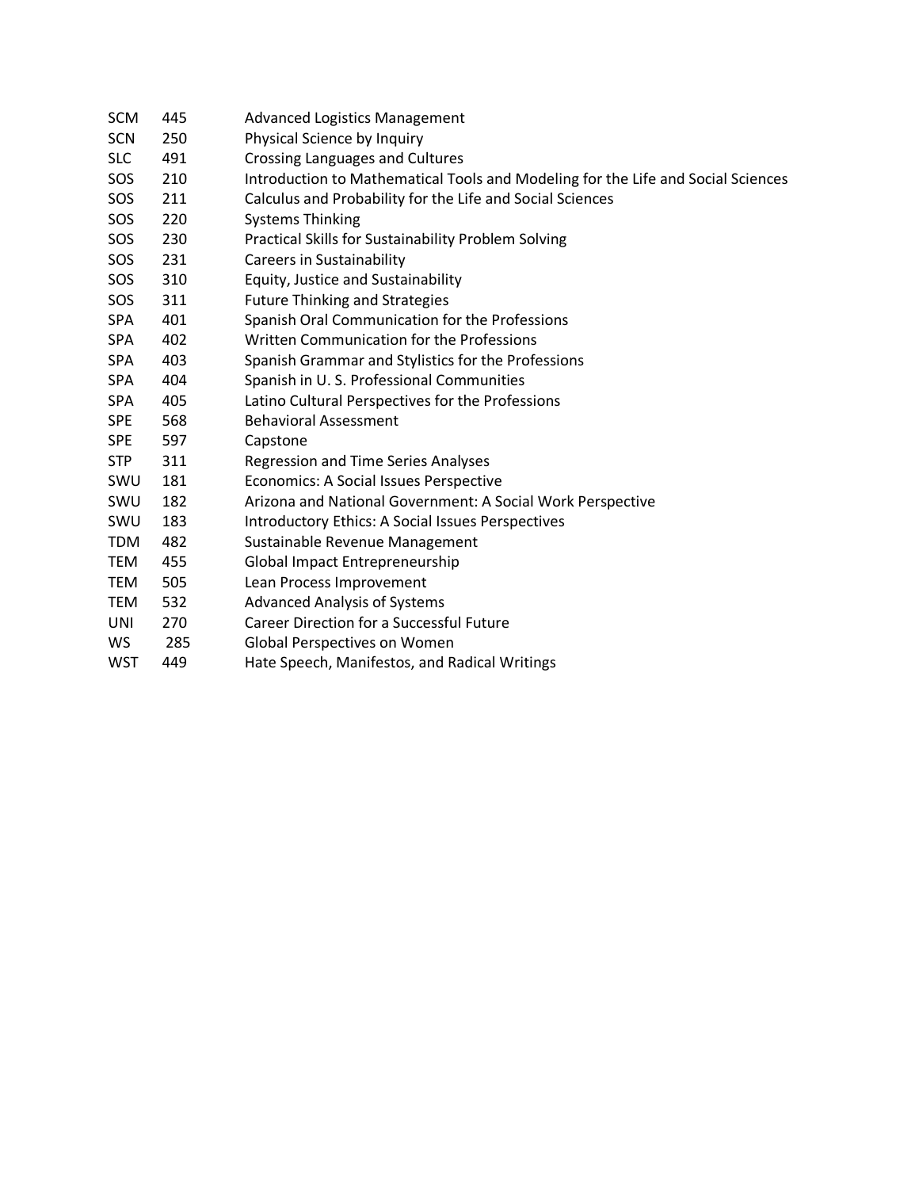| | | |
|---|---|---|
| SCM | 445 | Advanced Logistics Management |
| SCN | 250 | Physical Science by Inquiry |
| SLC | 491 | Crossing Languages and Cultures |
| SOS | 210 | Introduction to Mathematical Tools and Modeling for the Life and Social Sciences |
| SOS | 211 | Calculus and Probability for the Life and Social Sciences |
| SOS | 220 | Systems Thinking |
| SOS | 230 | Practical Skills for Sustainability Problem Solving |
| SOS | 231 | Careers in Sustainability |
| SOS | 310 | Equity, Justice and Sustainability |
| SOS | 311 | Future Thinking and Strategies |
| SPA | 401 | Spanish Oral Communication for the Professions |
| SPA | 402 | Written Communication for the Professions |
| SPA | 403 | Spanish Grammar and Stylistics for the Professions |
| SPA | 404 | Spanish in U. S. Professional Communities |
| SPA | 405 | Latino Cultural Perspectives for the Professions |
| SPE | 568 | Behavioral Assessment |
| SPE | 597 | Capstone |
| STP | 311 | Regression and Time Series Analyses |
| SWU | 181 | Economics: A Social Issues Perspective |
| SWU | 182 | Arizona and National Government: A Social Work Perspective |
| SWU | 183 | Introductory Ethics: A Social Issues Perspectives |
| TDM | 482 | Sustainable Revenue Management |
| TEM | 455 | Global Impact Entrepreneurship |
| TEM | 505 | Lean Process Improvement |
| TEM | 532 | Advanced Analysis of Systems |
| UNI | 270 | Career Direction for a Successful Future |
| WS | 285 | Global Perspectives on Women |
| WST | 449 | Hate Speech, Manifestos, and Radical Writings |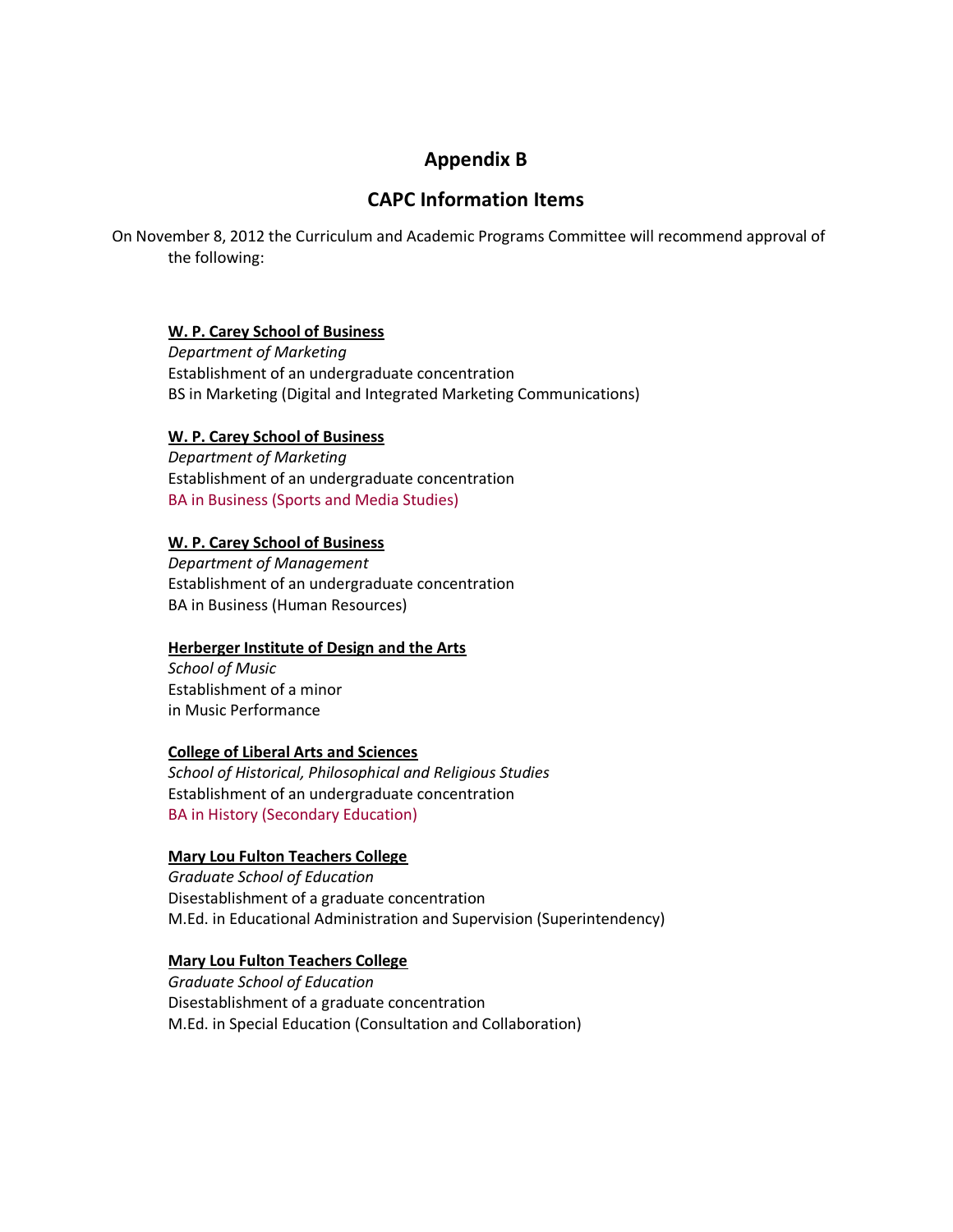## Appendix B

## CAPC Information Items

On November 8, 2012 the Curriculum and Academic Programs Committee will recommend approval of the following:

**<u>W. P. Carey School of Business</u>**
*Department of Marketing*
Establishment of an undergraduate concentration
BS in Marketing (Digital and Integrated Marketing Communications)

**<u>W. P. Carey School of Business</u>**
*Department of Marketing*
Establishment of an undergraduate concentration
BA in Business (Sports and Media Studies)

**<u>W. P. Carey School of Business</u>**
*Department of Management*
Establishment of an undergraduate concentration
BA in Business (Human Resources)

**<u>Herberger Institute of Design and the Arts</u>**
*School of Music*
Establishment of a minor
in Music Performance

**<u>College of Liberal Arts and Sciences</u>**
*School of Historical, Philosophical and Religious Studies*
Establishment of an undergraduate concentration
BA in History (Secondary Education)

**<u>Mary Lou Fulton Teachers College</u>**
*Graduate School of Education*
Disestablishment of a graduate concentration
M.Ed. in Educational Administration and Supervision (Superintendency)

**<u>Mary Lou Fulton Teachers College</u>**
*Graduate School of Education*
Disestablishment of a graduate concentration
M.Ed. in Special Education (Consultation and Collaboration)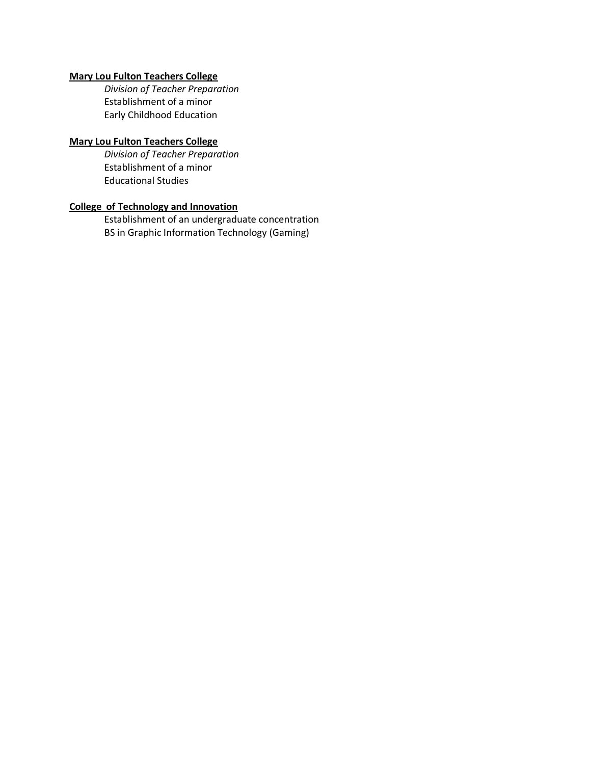**Mary Lou Fulton Teachers College**

*Division of Teacher Preparation*
Establishment of a minor
Early Childhood Education

**Mary Lou Fulton Teachers College**

*Division of Teacher Preparation*
Establishment of a minor
Educational Studies

**College of Technology and Innovation**

Establishment of an undergraduate concentration
BS in Graphic Information Technology (Gaming)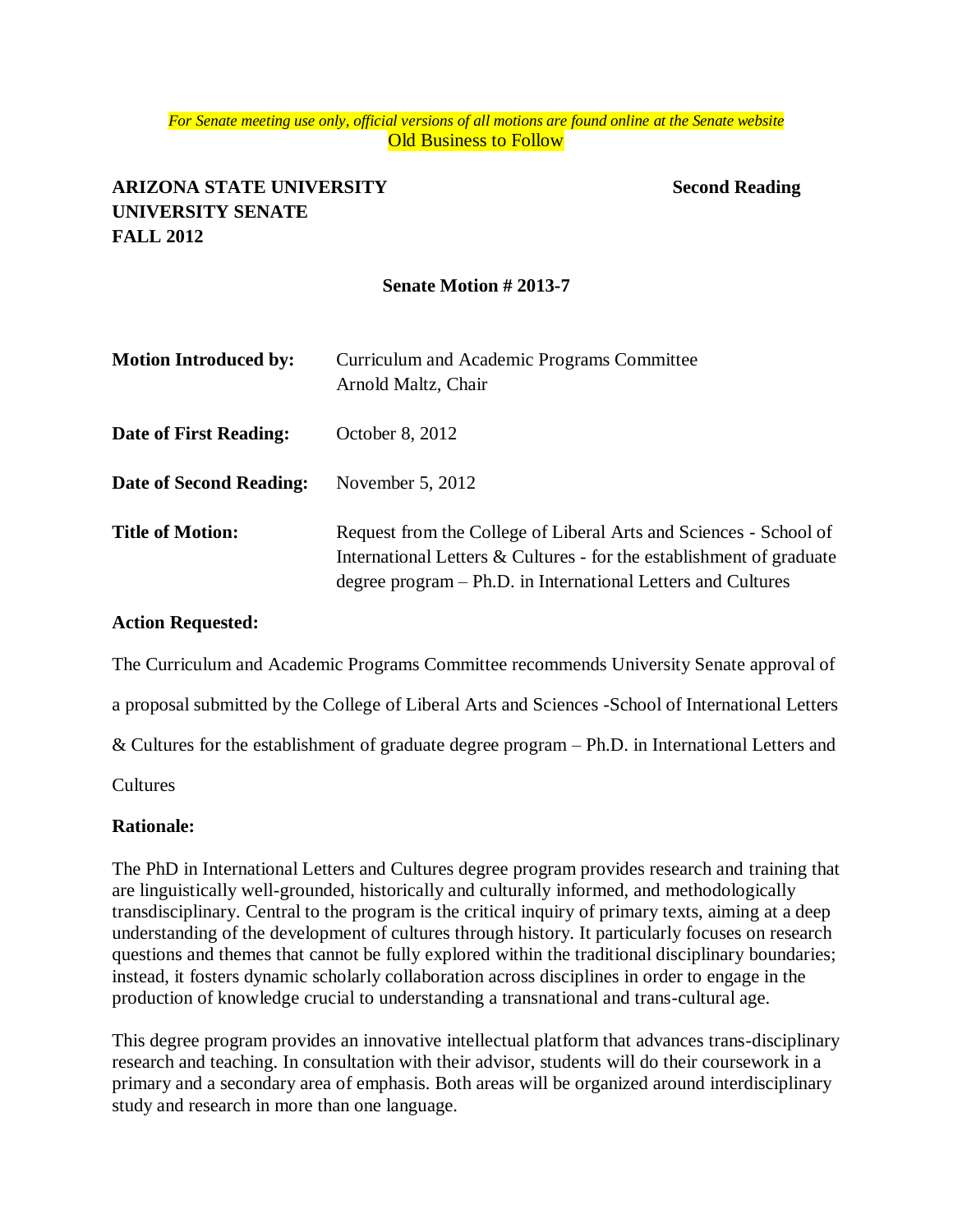*For Senate meeting use only, official versions of all motions are found online at the Senate website*

Old Business to Follow

**ARIZONA STATE UNIVERSITY** **Second Reading**
**UNIVERSITY SENATE**
**FALL 2012**

**Senate Motion # 2013-7**

| | |
|---|---|
| **Motion Introduced by:** | Curriculum and Academic Programs Committee<br>Arnold Maltz, Chair |
| **Date of First Reading:** | October 8, 2012 |
| **Date of Second Reading:** | November 5, 2012 |
| **Title of Motion:** | Request from the College of Liberal Arts and Sciences - School of International Letters & Cultures - for the establishment of graduate degree program – Ph.D. in International Letters and Cultures |

**Action Requested:**

The Curriculum and Academic Programs Committee recommends University Senate approval of a proposal submitted by the College of Liberal Arts and Sciences -School of International Letters & Cultures for the establishment of graduate degree program – Ph.D. in International Letters and Cultures

**Rationale:**

The PhD in International Letters and Cultures degree program provides research and training that are linguistically well-grounded, historically and culturally informed, and methodologically transdisciplinary. Central to the program is the critical inquiry of primary texts, aiming at a deep understanding of the development of cultures through history. It particularly focuses on research questions and themes that cannot be fully explored within the traditional disciplinary boundaries; instead, it fosters dynamic scholarly collaboration across disciplines in order to engage in the production of knowledge crucial to understanding a transnational and trans-cultural age.

This degree program provides an innovative intellectual platform that advances trans-disciplinary research and teaching. In consultation with their advisor, students will do their coursework in a primary and a secondary area of emphasis. Both areas will be organized around interdisciplinary study and research in more than one language.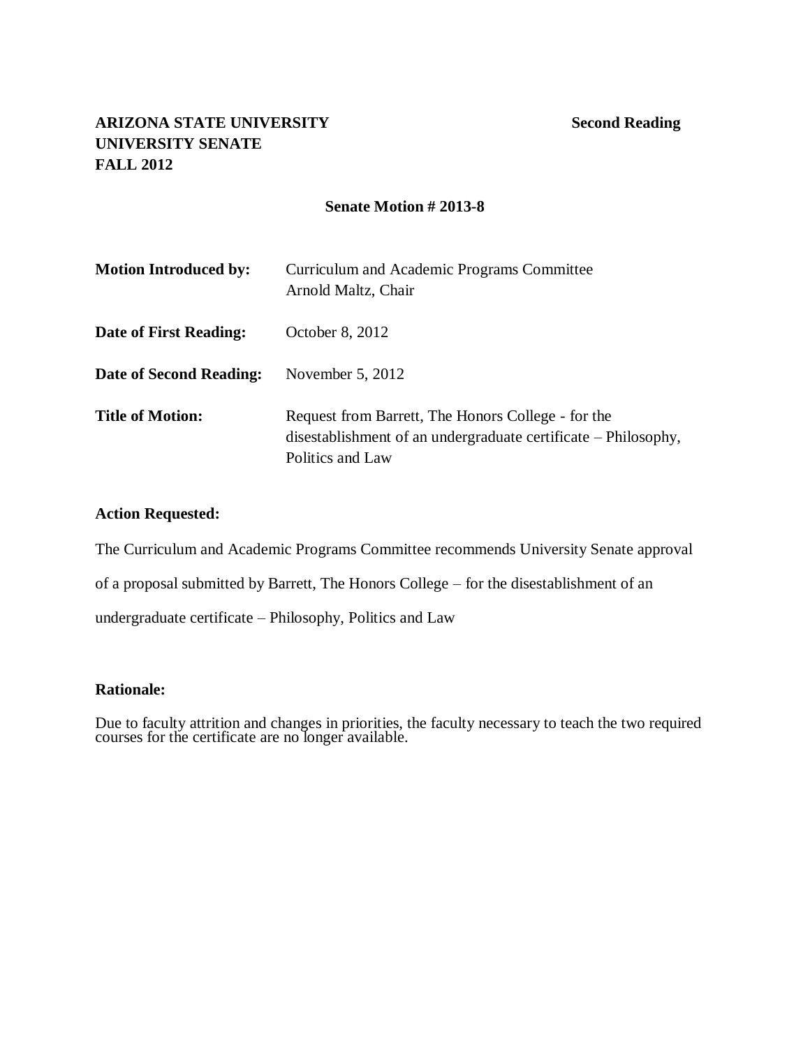**ARIZONA STATE UNIVERSITY** **Second Reading**
**UNIVERSITY SENATE**
**FALL 2012**

**Senate Motion # 2013-8**

| | |
|---|---|
| **Motion Introduced by:** | Curriculum and Academic Programs Committee<br>Arnold Maltz, Chair |
| **Date of First Reading:** | October 8, 2012 |
| **Date of Second Reading:** | November 5, 2012 |
| **Title of Motion:** | Request from Barrett, The Honors College - for the disestablishment of an undergraduate certificate – Philosophy, Politics and Law |

**Action Requested:**

The Curriculum and Academic Programs Committee recommends University Senate approval of a proposal submitted by Barrett, The Honors College – for the disestablishment of an undergraduate certificate – Philosophy, Politics and Law

**Rationale:**

Due to faculty attrition and changes in priorities, the faculty necessary to teach the two required courses for the certificate are no longer available.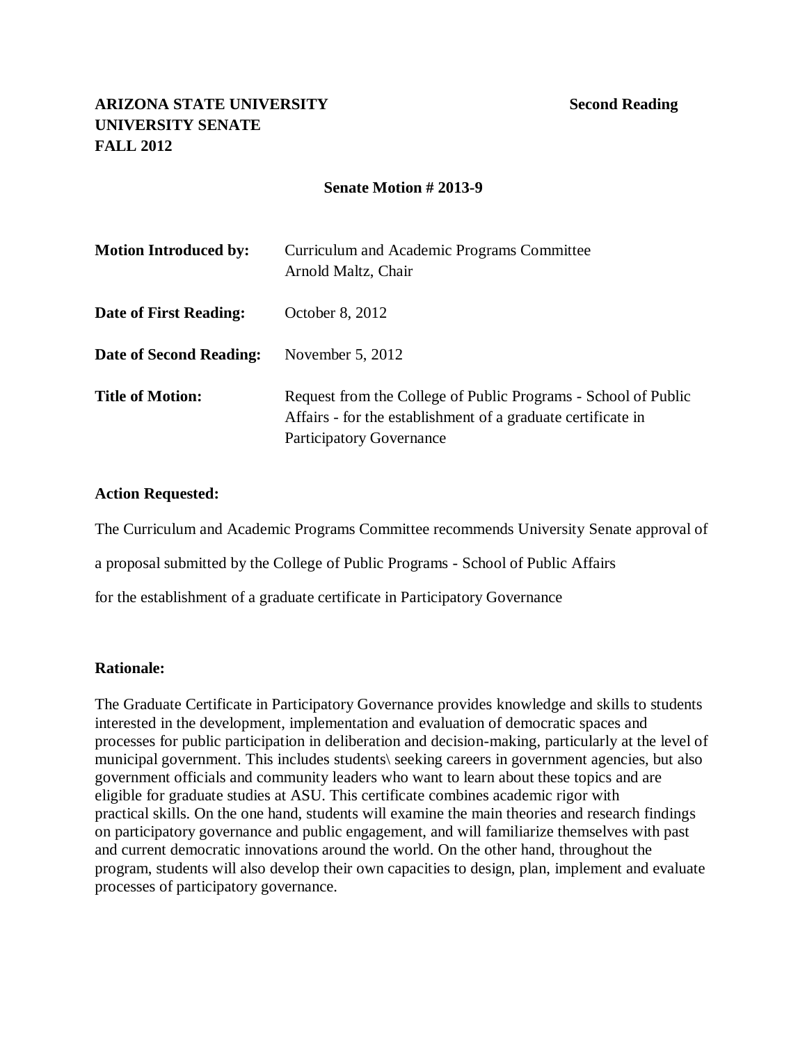**ARIZONA STATE UNIVERSITY** **Second Reading**
**UNIVERSITY SENATE**
**FALL 2012**

**Senate Motion # 2013-9**

| | |
|---|---|
| **Motion Introduced by:** | Curriculum and Academic Programs Committee<br>Arnold Maltz, Chair |
| **Date of First Reading:** | October 8, 2012 |
| **Date of Second Reading:** | November 5, 2012 |
| **Title of Motion:** | Request from the College of Public Programs - School of Public Affairs - for the establishment of a graduate certificate in Participatory Governance |

**Action Requested:**

The Curriculum and Academic Programs Committee recommends University Senate approval of a proposal submitted by the College of Public Programs - School of Public Affairs for the establishment of a graduate certificate in Participatory Governance

**Rationale:**

The Graduate Certificate in Participatory Governance provides knowledge and skills to students interested in the development, implementation and evaluation of democratic spaces and processes for public participation in deliberation and decision-making, particularly at the level of municipal government. This includes students\ seeking careers in government agencies, but also government officials and community leaders who want to learn about these topics and are eligible for graduate studies at ASU. This certificate combines academic rigor with practical skills. On the one hand, students will examine the main theories and research findings on participatory governance and public engagement, and will familiarize themselves with past and current democratic innovations around the world. On the other hand, throughout the program, students will also develop their own capacities to design, plan, implement and evaluate processes of participatory governance.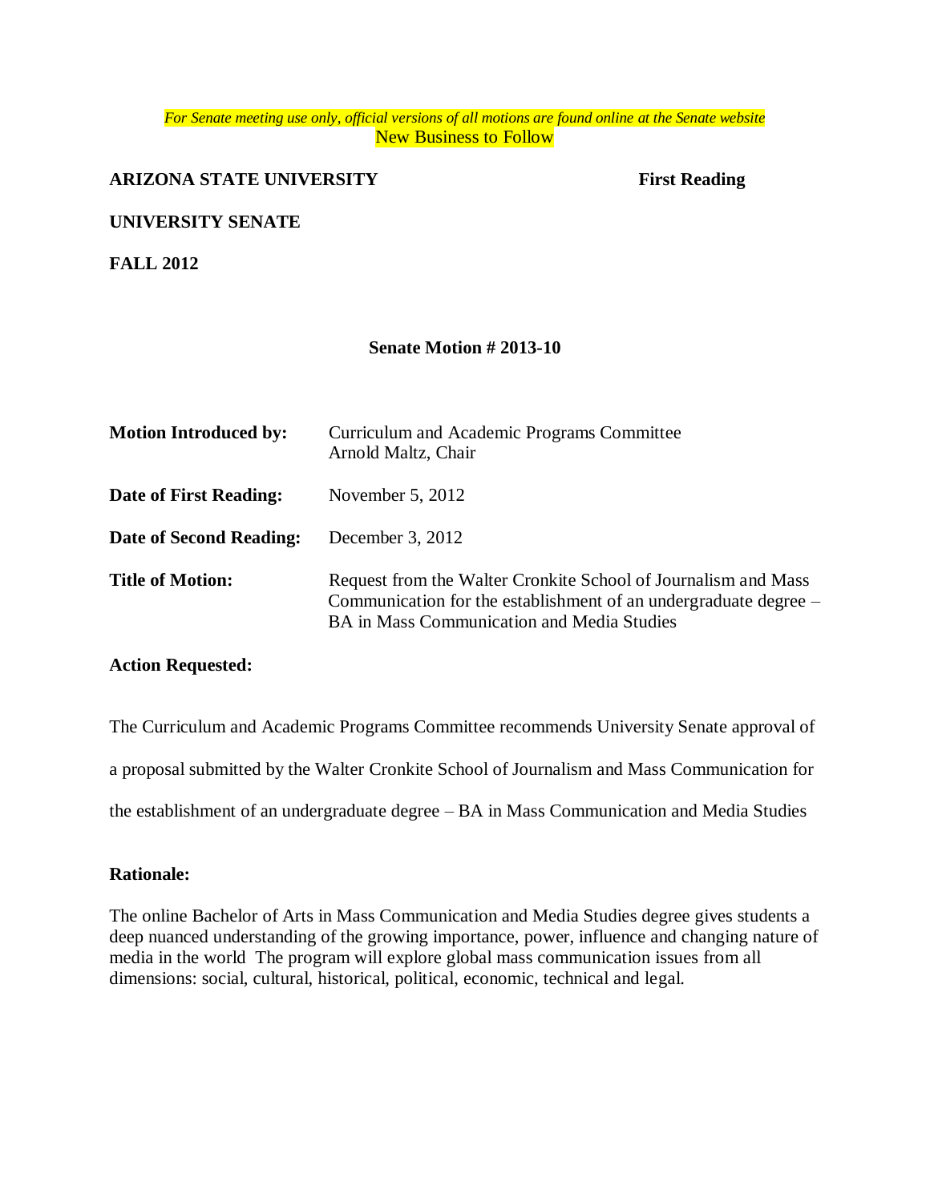*For Senate meeting use only, official versions of all motions are found online at the Senate website*

New Business to Follow

**ARIZONA STATE UNIVERSITY** **First Reading**

**UNIVERSITY SENATE**

**FALL 2012**

**Senate Motion # 2013-10**

| | |
|---|---|
| **Motion Introduced by:** | Curriculum and Academic Programs Committee<br>Arnold Maltz, Chair |
| **Date of First Reading:** | November 5, 2012 |
| **Date of Second Reading:** | December 3, 2012 |
| **Title of Motion:** | Request from the Walter Cronkite School of Journalism and Mass Communication for the establishment of an undergraduate degree – BA in Mass Communication and Media Studies |

**Action Requested:**

The Curriculum and Academic Programs Committee recommends University Senate approval of a proposal submitted by the Walter Cronkite School of Journalism and Mass Communication for the establishment of an undergraduate degree – BA in Mass Communication and Media Studies

**Rationale:**

The online Bachelor of Arts in Mass Communication and Media Studies degree gives students a deep nuanced understanding of the growing importance, power, influence and changing nature of media in the world The program will explore global mass communication issues from all dimensions: social, cultural, historical, political, economic, technical and legal.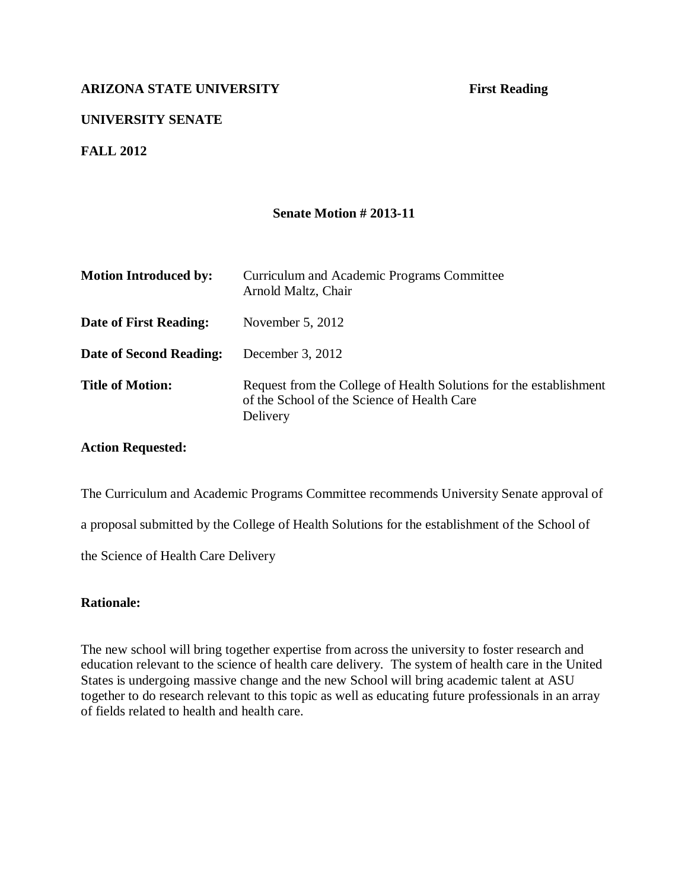**ARIZONA STATE UNIVERSITY** **First Reading**

**UNIVERSITY SENATE**

**FALL 2012**

**Senate Motion # 2013-11**

| | |
|---|---|
| **Motion Introduced by:** | Curriculum and Academic Programs Committee<br>Arnold Maltz, Chair |
| **Date of First Reading:** | November 5, 2012 |
| **Date of Second Reading:** | December 3, 2012 |
| **Title of Motion:** | Request from the College of Health Solutions for the establishment of the School of the Science of Health Care Delivery |

**Action Requested:**

The Curriculum and Academic Programs Committee recommends University Senate approval of a proposal submitted by the College of Health Solutions for the establishment of the School of the Science of Health Care Delivery

**Rationale:**

The new school will bring together expertise from across the university to foster research and education relevant to the science of health care delivery. The system of health care in the United States is undergoing massive change and the new School will bring academic talent at ASU together to do research relevant to this topic as well as educating future professionals in an array of fields related to health and health care.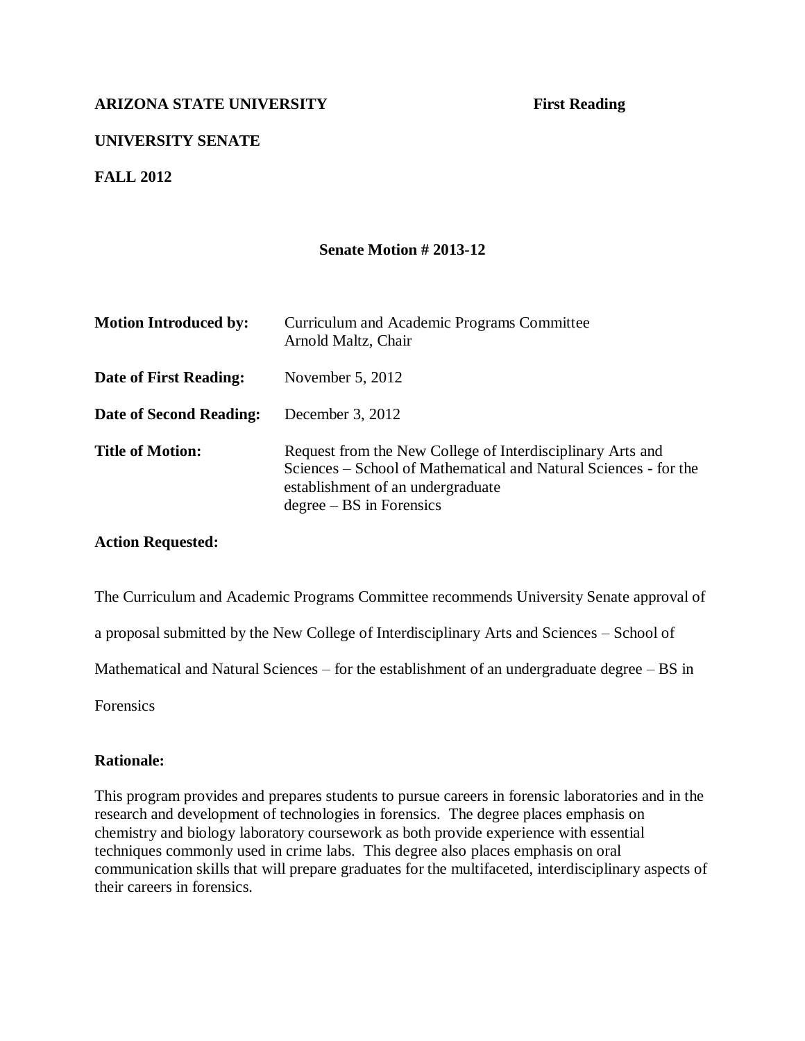**ARIZONA STATE UNIVERSITY** **First Reading**

**UNIVERSITY SENATE**

**FALL 2012**

**Senate Motion # 2013-12**

| | |
|---|---|
| **Motion Introduced by:** | Curriculum and Academic Programs Committee<br>Arnold Maltz, Chair |
| **Date of First Reading:** | November 5, 2012 |
| **Date of Second Reading:** | December 3, 2012 |
| **Title of Motion:** | Request from the New College of Interdisciplinary Arts and Sciences – School of Mathematical and Natural Sciences - for the establishment of an undergraduate degree – BS in Forensics |

**Action Requested:**

The Curriculum and Academic Programs Committee recommends University Senate approval of a proposal submitted by the New College of Interdisciplinary Arts and Sciences – School of Mathematical and Natural Sciences – for the establishment of an undergraduate degree – BS in Forensics

**Rationale:**

This program provides and prepares students to pursue careers in forensic laboratories and in the research and development of technologies in forensics. The degree places emphasis on chemistry and biology laboratory coursework as both provide experience with essential techniques commonly used in crime labs. This degree also places emphasis on oral communication skills that will prepare graduates for the multifaceted, interdisciplinary aspects of their careers in forensics.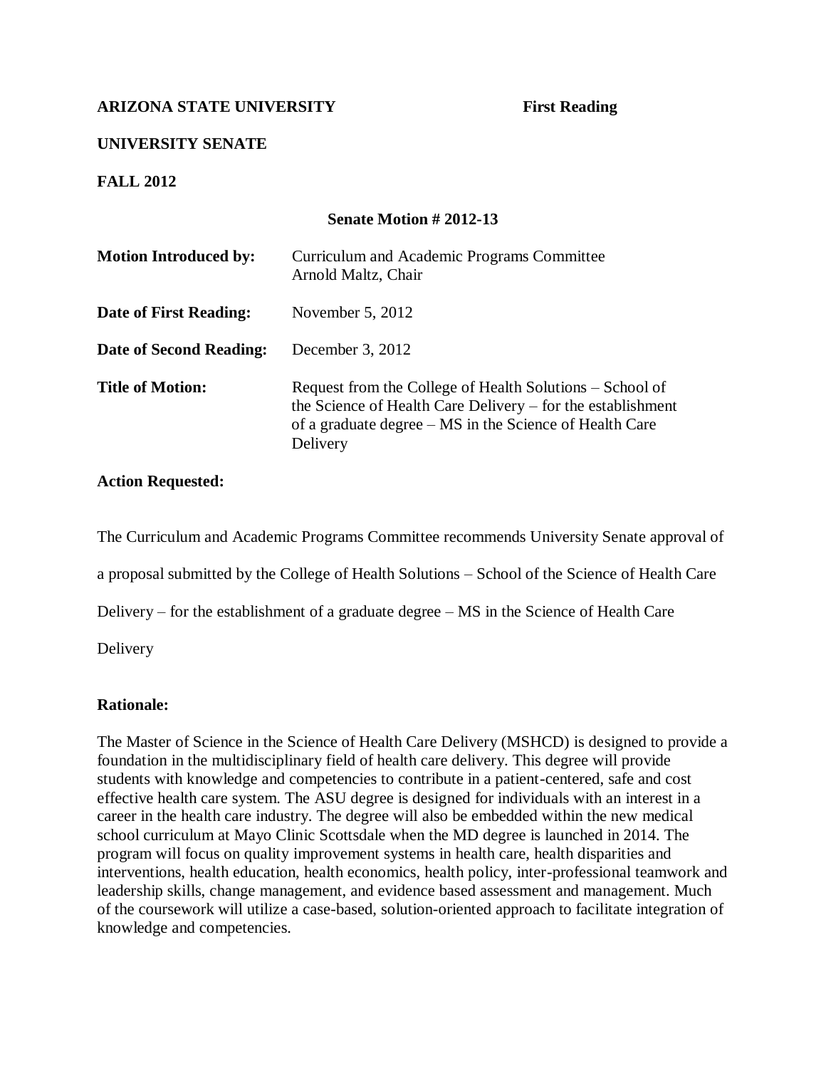**ARIZONA STATE UNIVERSITY** **First Reading**

**UNIVERSITY SENATE**

**FALL 2012**

**Senate Motion # 2012-13**

| | |
|---|---|
| **Motion Introduced by:** | Curriculum and Academic Programs Committee<br>Arnold Maltz, Chair |
| **Date of First Reading:** | November 5, 2012 |
| **Date of Second Reading:** | December 3, 2012 |
| **Title of Motion:** | Request from the College of Health Solutions – School of the Science of Health Care Delivery – for the establishment of a graduate degree – MS in the Science of Health Care Delivery |

**Action Requested:**

The Curriculum and Academic Programs Committee recommends University Senate approval of a proposal submitted by the College of Health Solutions – School of the Science of Health Care Delivery – for the establishment of a graduate degree – MS in the Science of Health Care Delivery

**Rationale:**

The Master of Science in the Science of Health Care Delivery (MSHCD) is designed to provide a foundation in the multidisciplinary field of health care delivery. This degree will provide students with knowledge and competencies to contribute in a patient-centered, safe and cost effective health care system. The ASU degree is designed for individuals with an interest in a career in the health care industry. The degree will also be embedded within the new medical school curriculum at Mayo Clinic Scottsdale when the MD degree is launched in 2014. The program will focus on quality improvement systems in health care, health disparities and interventions, health education, health economics, health policy, inter-professional teamwork and leadership skills, change management, and evidence based assessment and management. Much of the coursework will utilize a case-based, solution-oriented approach to facilitate integration of knowledge and competencies.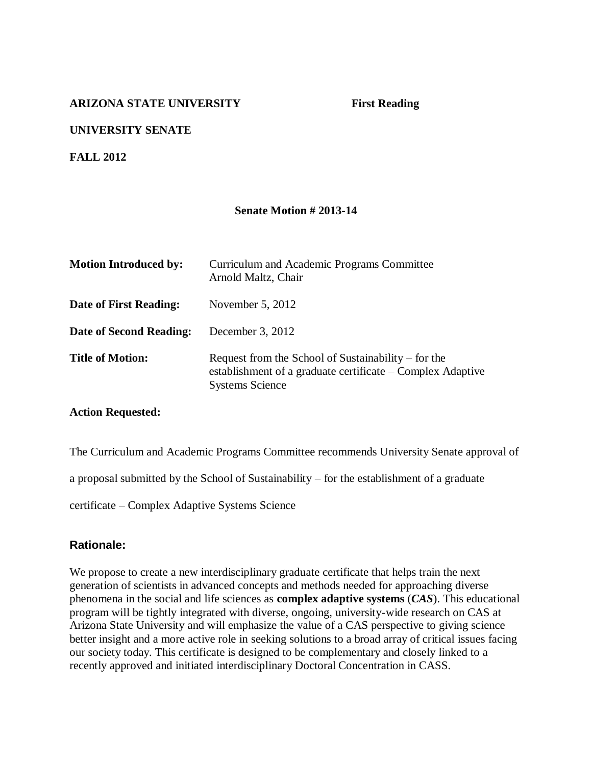**ARIZONA STATE UNIVERSITY** **First Reading**

**UNIVERSITY SENATE**

**FALL 2012**

**Senate Motion # 2013-14**

| | |
|---|---|
| **Motion Introduced by:** | Curriculum and Academic Programs Committee<br>Arnold Maltz, Chair |
| **Date of First Reading:** | November 5, 2012 |
| **Date of Second Reading:** | December 3, 2012 |
| **Title of Motion:** | Request from the School of Sustainability – for the establishment of a graduate certificate – Complex Adaptive Systems Science |

**Action Requested:**

The Curriculum and Academic Programs Committee recommends University Senate approval of a proposal submitted by the School of Sustainability – for the establishment of a graduate certificate – Complex Adaptive Systems Science

### Rationale:

We propose to create a new interdisciplinary graduate certificate that helps train the next generation of scientists in advanced concepts and methods needed for approaching diverse phenomena in the social and life sciences as **complex adaptive systems** (***CAS***). This educational program will be tightly integrated with diverse, ongoing, university-wide research on CAS at Arizona State University and will emphasize the value of a CAS perspective to giving science better insight and a more active role in seeking solutions to a broad array of critical issues facing our society today. This certificate is designed to be complementary and closely linked to a recently approved and initiated interdisciplinary Doctoral Concentration in CASS.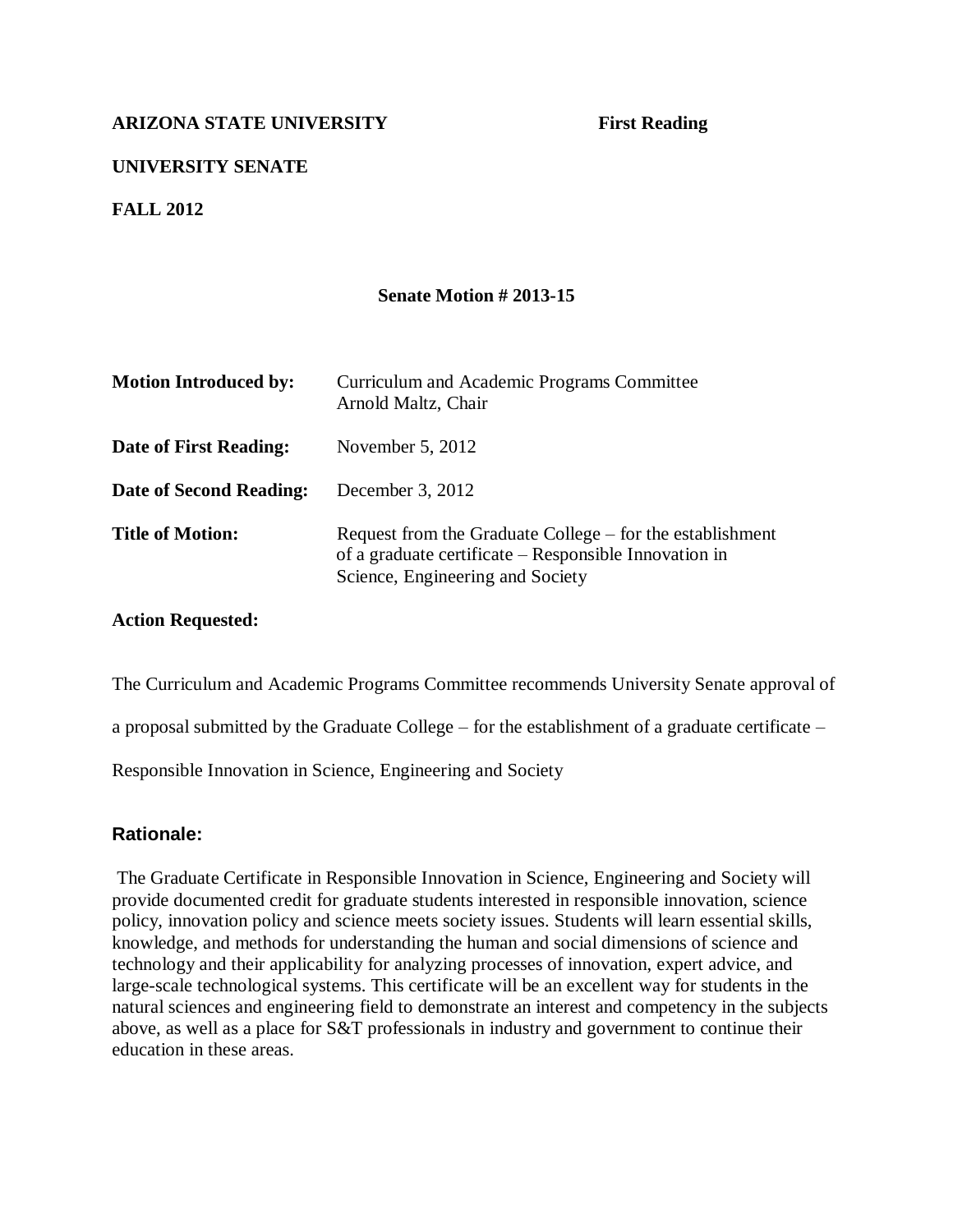**ARIZONA STATE UNIVERSITY** **First Reading**

**UNIVERSITY SENATE**

**FALL 2012**

**Senate Motion # 2013-15**

| | |
|---|---|
| **Motion Introduced by:** | Curriculum and Academic Programs Committee<br>Arnold Maltz, Chair |
| **Date of First Reading:** | November 5, 2012 |
| **Date of Second Reading:** | December 3, 2012 |
| **Title of Motion:** | Request from the Graduate College – for the establishment of a graduate certificate – Responsible Innovation in Science, Engineering and Society |

**Action Requested:**

The Curriculum and Academic Programs Committee recommends University Senate approval of a proposal submitted by the Graduate College – for the establishment of a graduate certificate – Responsible Innovation in Science, Engineering and Society

**Rationale:**

The Graduate Certificate in Responsible Innovation in Science, Engineering and Society will provide documented credit for graduate students interested in responsible innovation, science policy, innovation policy and science meets society issues. Students will learn essential skills, knowledge, and methods for understanding the human and social dimensions of science and technology and their applicability for analyzing processes of innovation, expert advice, and large-scale technological systems. This certificate will be an excellent way for students in the natural sciences and engineering field to demonstrate an interest and competency in the subjects above, as well as a place for S&T professionals in industry and government to continue their education in these areas.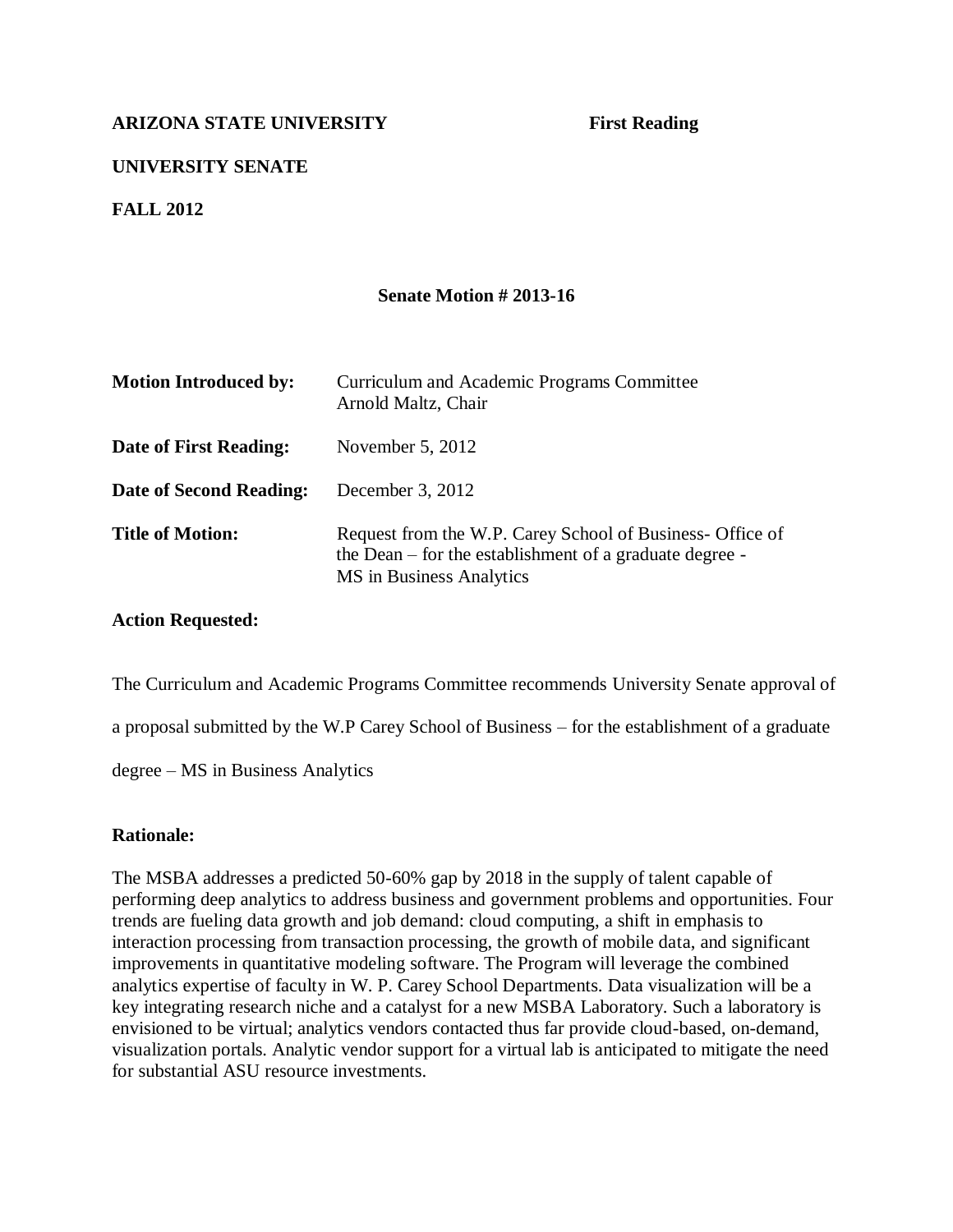**ARIZONA STATE UNIVERSITY** **First Reading**

**UNIVERSITY SENATE**

**FALL 2012**

**Senate Motion # 2013-16**

| | |
|---|---|
| **Motion Introduced by:** | Curriculum and Academic Programs Committee<br>Arnold Maltz, Chair |
| **Date of First Reading:** | November 5, 2012 |
| **Date of Second Reading:** | December 3, 2012 |
| **Title of Motion:** | Request from the W.P. Carey School of Business- Office of the Dean – for the establishment of a graduate degree - MS in Business Analytics |

**Action Requested:**

The Curriculum and Academic Programs Committee recommends University Senate approval of a proposal submitted by the W.P Carey School of Business – for the establishment of a graduate degree – MS in Business Analytics

**Rationale:**

The MSBA addresses a predicted 50-60% gap by 2018 in the supply of talent capable of performing deep analytics to address business and government problems and opportunities. Four trends are fueling data growth and job demand: cloud computing, a shift in emphasis to interaction processing from transaction processing, the growth of mobile data, and significant improvements in quantitative modeling software. The Program will leverage the combined analytics expertise of faculty in W. P. Carey School Departments. Data visualization will be a key integrating research niche and a catalyst for a new MSBA Laboratory. Such a laboratory is envisioned to be virtual; analytics vendors contacted thus far provide cloud-based, on-demand, visualization portals. Analytic vendor support for a virtual lab is anticipated to mitigate the need for substantial ASU resource investments.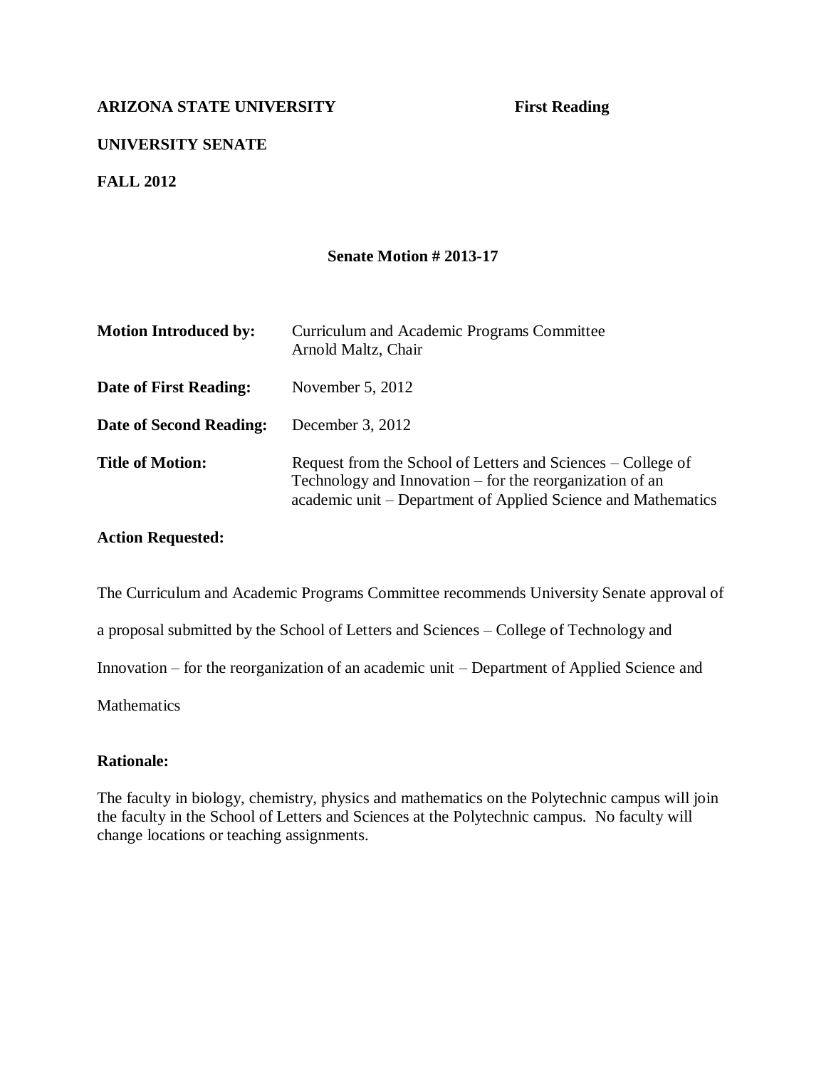**ARIZONA STATE UNIVERSITY** **First Reading**

**UNIVERSITY SENATE**

**FALL 2012**

**Senate Motion # 2013-17**

| | |
|---|---|
| **Motion Introduced by:** | Curriculum and Academic Programs Committee<br>Arnold Maltz, Chair |
| **Date of First Reading:** | November 5, 2012 |
| **Date of Second Reading:** | December 3, 2012 |
| **Title of Motion:** | Request from the School of Letters and Sciences – College of Technology and Innovation – for the reorganization of an academic unit – Department of Applied Science and Mathematics |

**Action Requested:**

The Curriculum and Academic Programs Committee recommends University Senate approval of a proposal submitted by the School of Letters and Sciences – College of Technology and Innovation – for the reorganization of an academic unit – Department of Applied Science and Mathematics

**Rationale:**

The faculty in biology, chemistry, physics and mathematics on the Polytechnic campus will join the faculty in the School of Letters and Sciences at the Polytechnic campus. No faculty will change locations or teaching assignments.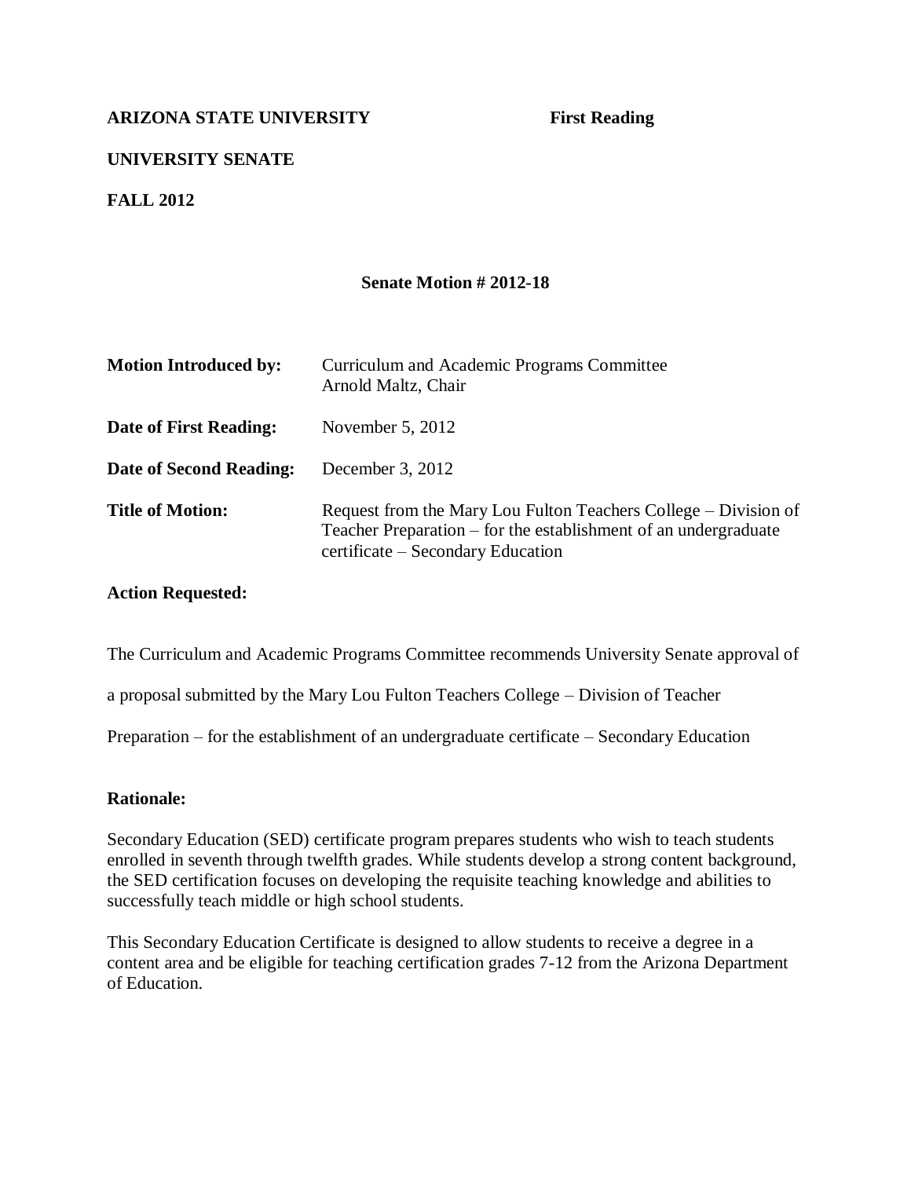**ARIZONA STATE UNIVERSITY** **First Reading**

**UNIVERSITY SENATE**

**FALL 2012**

**Senate Motion # 2012-18**

| | |
|---|---|
| **Motion Introduced by:** | Curriculum and Academic Programs Committee<br>Arnold Maltz, Chair |
| **Date of First Reading:** | November 5, 2012 |
| **Date of Second Reading:** | December 3, 2012 |
| **Title of Motion:** | Request from the Mary Lou Fulton Teachers College – Division of Teacher Preparation – for the establishment of an undergraduate certificate – Secondary Education |

**Action Requested:**

The Curriculum and Academic Programs Committee recommends University Senate approval of a proposal submitted by the Mary Lou Fulton Teachers College – Division of Teacher Preparation – for the establishment of an undergraduate certificate – Secondary Education

**Rationale:**

Secondary Education (SED) certificate program prepares students who wish to teach students enrolled in seventh through twelfth grades. While students develop a strong content background, the SED certification focuses on developing the requisite teaching knowledge and abilities to successfully teach middle or high school students.

This Secondary Education Certificate is designed to allow students to receive a degree in a content area and be eligible for teaching certification grades 7-12 from the Arizona Department of Education.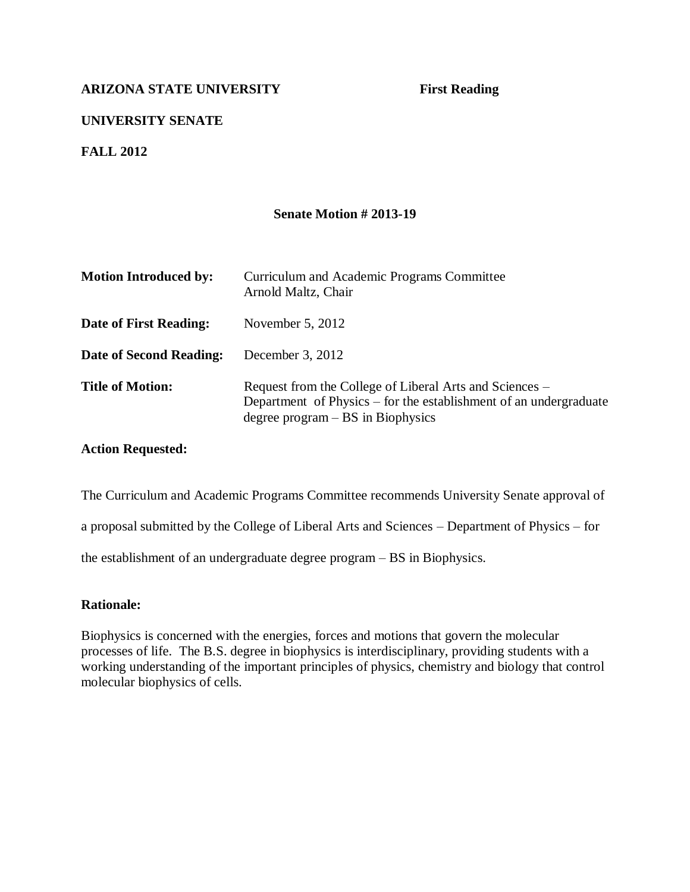**ARIZONA STATE UNIVERSITY** **First Reading**

**UNIVERSITY SENATE**

**FALL 2012**

**Senate Motion # 2013-19**

| | |
|---|---|
| **Motion Introduced by:** | Curriculum and Academic Programs Committee<br>Arnold Maltz, Chair |
| **Date of First Reading:** | November 5, 2012 |
| **Date of Second Reading:** | December 3, 2012 |
| **Title of Motion:** | Request from the College of Liberal Arts and Sciences – Department of Physics – for the establishment of an undergraduate degree program – BS in Biophysics |

**Action Requested:**

The Curriculum and Academic Programs Committee recommends University Senate approval of a proposal submitted by the College of Liberal Arts and Sciences – Department of Physics – for the establishment of an undergraduate degree program – BS in Biophysics.

**Rationale:**

Biophysics is concerned with the energies, forces and motions that govern the molecular processes of life. The B.S. degree in biophysics is interdisciplinary, providing students with a working understanding of the important principles of physics, chemistry and biology that control molecular biophysics of cells.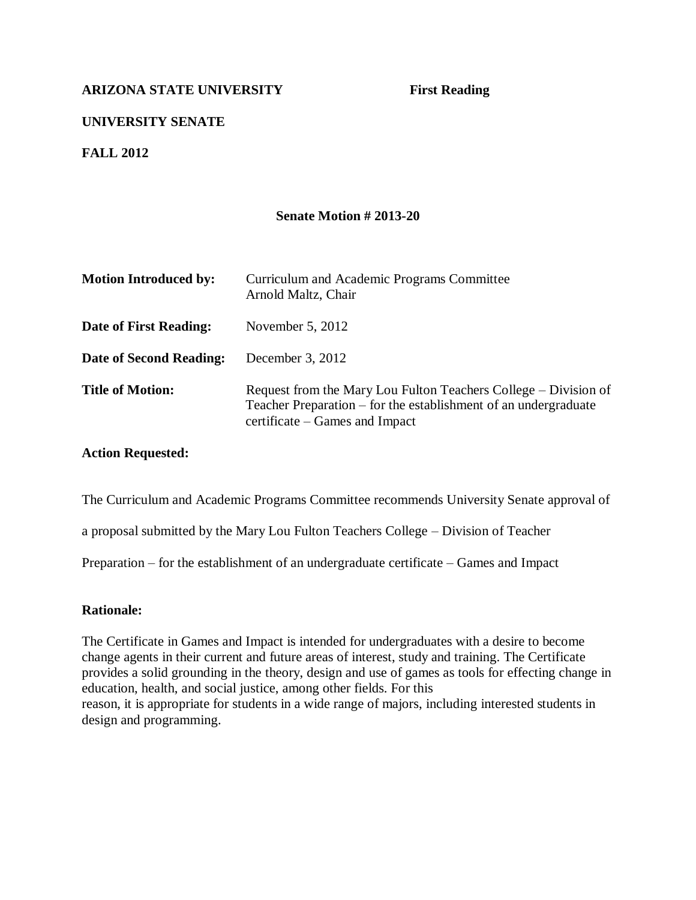**ARIZONA STATE UNIVERSITY** **First Reading**

**UNIVERSITY SENATE**

**FALL 2012**

**Senate Motion # 2013-20**

| | |
|---|---|
| **Motion Introduced by:** | Curriculum and Academic Programs Committee<br>Arnold Maltz, Chair |
| **Date of First Reading:** | November 5, 2012 |
| **Date of Second Reading:** | December 3, 2012 |
| **Title of Motion:** | Request from the Mary Lou Fulton Teachers College – Division of Teacher Preparation – for the establishment of an undergraduate certificate – Games and Impact |

**Action Requested:**

The Curriculum and Academic Programs Committee recommends University Senate approval of a proposal submitted by the Mary Lou Fulton Teachers College – Division of Teacher Preparation – for the establishment of an undergraduate certificate – Games and Impact

**Rationale:**

The Certificate in Games and Impact is intended for undergraduates with a desire to become change agents in their current and future areas of interest, study and training. The Certificate provides a solid grounding in the theory, design and use of games as tools for effecting change in education, health, and social justice, among other fields. For this reason, it is appropriate for students in a wide range of majors, including interested students in design and programming.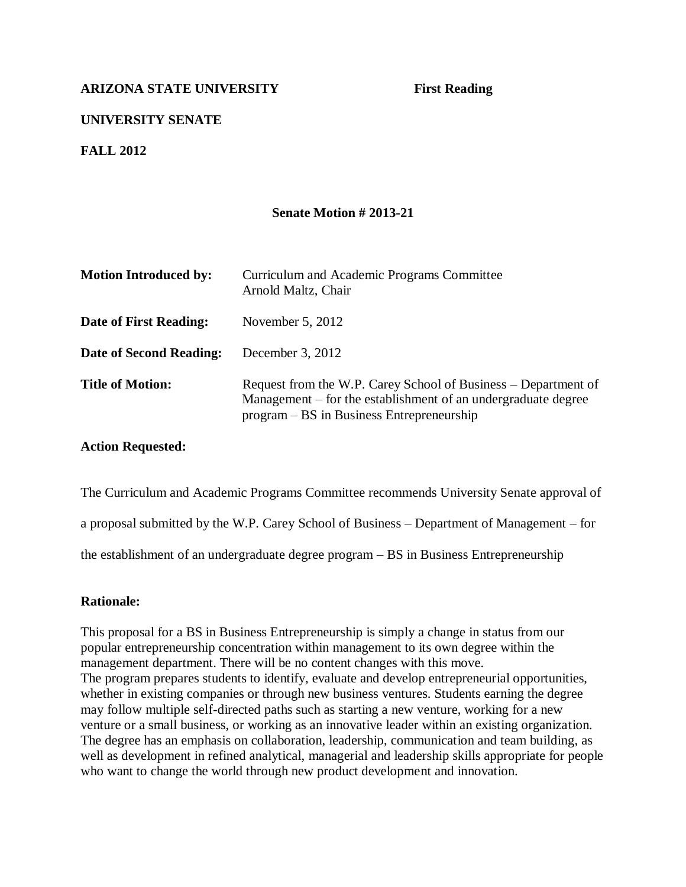**ARIZONA STATE UNIVERSITY** **First Reading**

**UNIVERSITY SENATE**

**FALL 2012**

**Senate Motion # 2013-21**

| | |
|---|---|
| **Motion Introduced by:** | Curriculum and Academic Programs Committee<br>Arnold Maltz, Chair |
| **Date of First Reading:** | November 5, 2012 |
| **Date of Second Reading:** | December 3, 2012 |
| **Title of Motion:** | Request from the W.P. Carey School of Business – Department of Management – for the establishment of an undergraduate degree program – BS in Business Entrepreneurship |

**Action Requested:**

The Curriculum and Academic Programs Committee recommends University Senate approval of a proposal submitted by the W.P. Carey School of Business – Department of Management – for the establishment of an undergraduate degree program – BS in Business Entrepreneurship

**Rationale:**

This proposal for a BS in Business Entrepreneurship is simply a change in status from our popular entrepreneurship concentration within management to its own degree within the management department. There will be no content changes with this move.

The program prepares students to identify, evaluate and develop entrepreneurial opportunities, whether in existing companies or through new business ventures. Students earning the degree may follow multiple self-directed paths such as starting a new venture, working for a new venture or a small business, or working as an innovative leader within an existing organization. The degree has an emphasis on collaboration, leadership, communication and team building, as well as development in refined analytical, managerial and leadership skills appropriate for people who want to change the world through new product development and innovation.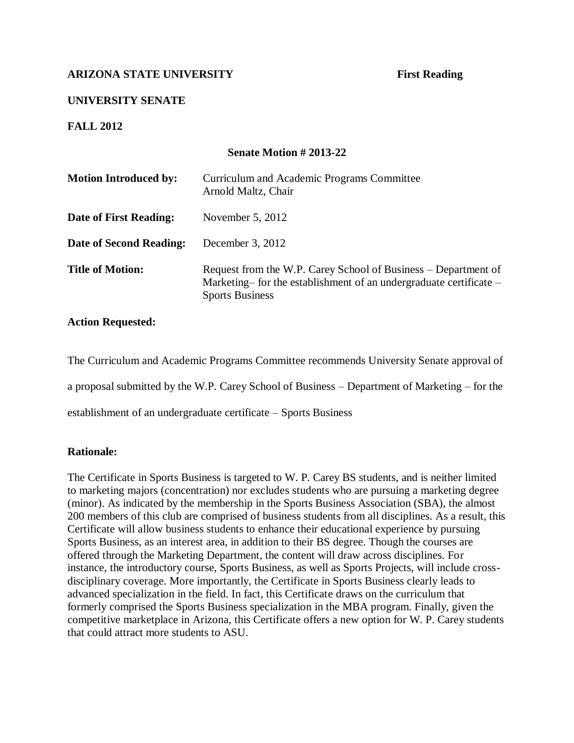**ARIZONA STATE UNIVERSITY** **First Reading**

**UNIVERSITY SENATE**

**FALL 2012**

**Senate Motion # 2013-22**

| | |
|---|---|
| **Motion Introduced by:** | Curriculum and Academic Programs Committee<br>Arnold Maltz, Chair |
| **Date of First Reading:** | November 5, 2012 |
| **Date of Second Reading:** | December 3, 2012 |
| **Title of Motion:** | Request from the W.P. Carey School of Business – Department of Marketing– for the establishment of an undergraduate certificate – Sports Business |

**Action Requested:**

The Curriculum and Academic Programs Committee recommends University Senate approval of a proposal submitted by the W.P. Carey School of Business – Department of Marketing – for the establishment of an undergraduate certificate – Sports Business

**Rationale:**

The Certificate in Sports Business is targeted to W. P. Carey BS students, and is neither limited to marketing majors (concentration) nor excludes students who are pursuing a marketing degree (minor). As indicated by the membership in the Sports Business Association (SBA), the almost 200 members of this club are comprised of business students from all disciplines. As a result, this Certificate will allow business students to enhance their educational experience by pursuing Sports Business, as an interest area, in addition to their BS degree. Though the courses are offered through the Marketing Department, the content will draw across disciplines. For instance, the introductory course, Sports Business, as well as Sports Projects, will include cross-disciplinary coverage. More importantly, the Certificate in Sports Business clearly leads to advanced specialization in the field. In fact, this Certificate draws on the curriculum that formerly comprised the Sports Business specialization in the MBA program. Finally, given the competitive marketplace in Arizona, this Certificate offers a new option for W. P. Carey students that could attract more students to ASU.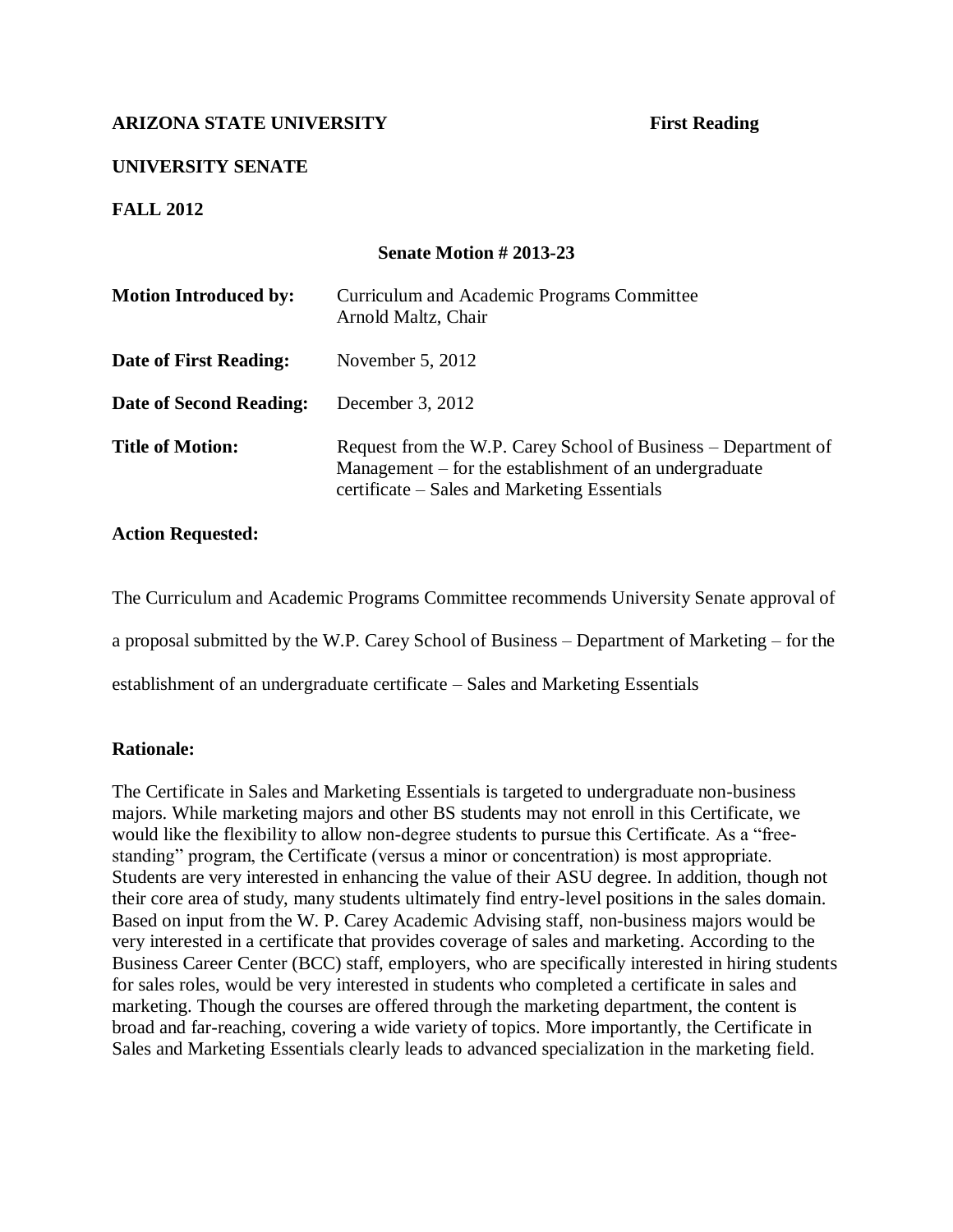**ARIZONA STATE UNIVERSITY** **First Reading**

**UNIVERSITY SENATE**

**FALL 2012**

**Senate Motion # 2013-23**

| | |
|---|---|
| **Motion Introduced by:** | Curriculum and Academic Programs Committee<br>Arnold Maltz, Chair |
| **Date of First Reading:** | November 5, 2012 |
| **Date of Second Reading:** | December 3, 2012 |
| **Title of Motion:** | Request from the W.P. Carey School of Business – Department of Management – for the establishment of an undergraduate certificate – Sales and Marketing Essentials |

**Action Requested:**

The Curriculum and Academic Programs Committee recommends University Senate approval of a proposal submitted by the W.P. Carey School of Business – Department of Marketing – for the establishment of an undergraduate certificate – Sales and Marketing Essentials

**Rationale:**

The Certificate in Sales and Marketing Essentials is targeted to undergraduate non-business majors. While marketing majors and other BS students may not enroll in this Certificate, we would like the flexibility to allow non-degree students to pursue this Certificate. As a "free-standing" program, the Certificate (versus a minor or concentration) is most appropriate. Students are very interested in enhancing the value of their ASU degree. In addition, though not their core area of study, many students ultimately find entry-level positions in the sales domain. Based on input from the W. P. Carey Academic Advising staff, non-business majors would be very interested in a certificate that provides coverage of sales and marketing. According to the Business Career Center (BCC) staff, employers, who are specifically interested in hiring students for sales roles, would be very interested in students who completed a certificate in sales and marketing. Though the courses are offered through the marketing department, the content is broad and far-reaching, covering a wide variety of topics. More importantly, the Certificate in Sales and Marketing Essentials clearly leads to advanced specialization in the marketing field.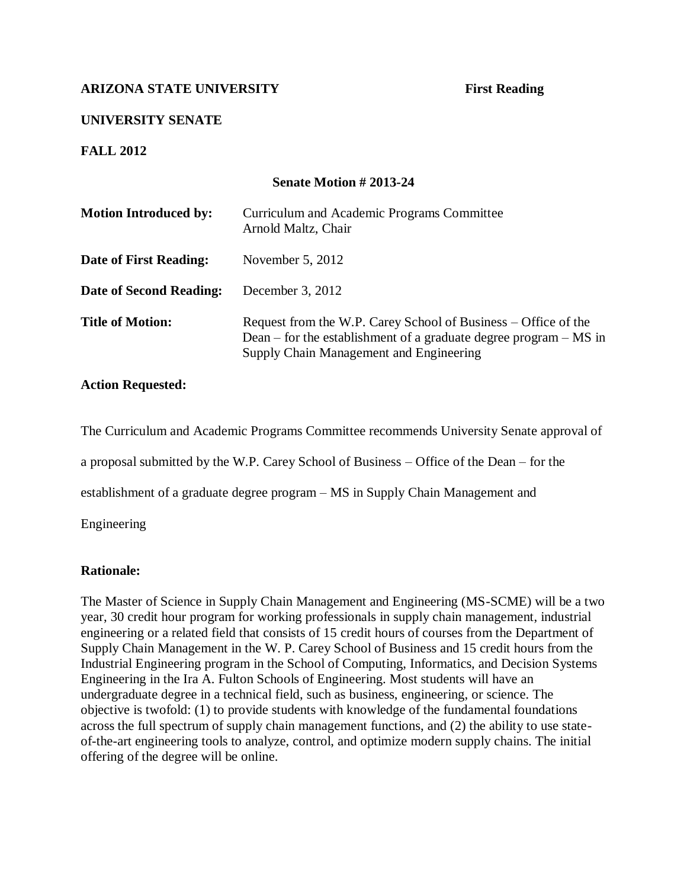**ARIZONA STATE UNIVERSITY** **First Reading**

**UNIVERSITY SENATE**

**FALL 2012**

**Senate Motion # 2013-24**

| | |
|---|---|
| **Motion Introduced by:** | Curriculum and Academic Programs Committee<br>Arnold Maltz, Chair |
| **Date of First Reading:** | November 5, 2012 |
| **Date of Second Reading:** | December 3, 2012 |
| **Title of Motion:** | Request from the W.P. Carey School of Business – Office of the Dean – for the establishment of a graduate degree program – MS in Supply Chain Management and Engineering |

**Action Requested:**

The Curriculum and Academic Programs Committee recommends University Senate approval of a proposal submitted by the W.P. Carey School of Business – Office of the Dean – for the establishment of a graduate degree program – MS in Supply Chain Management and Engineering

**Rationale:**

The Master of Science in Supply Chain Management and Engineering (MS-SCME) will be a two year, 30 credit hour program for working professionals in supply chain management, industrial engineering or a related field that consists of 15 credit hours of courses from the Department of Supply Chain Management in the W. P. Carey School of Business and 15 credit hours from the Industrial Engineering program in the School of Computing, Informatics, and Decision Systems Engineering in the Ira A. Fulton Schools of Engineering. Most students will have an undergraduate degree in a technical field, such as business, engineering, or science. The objective is twofold: (1) to provide students with knowledge of the fundamental foundations across the full spectrum of supply chain management functions, and (2) the ability to use state-of-the-art engineering tools to analyze, control, and optimize modern supply chains. The initial offering of the degree will be online.